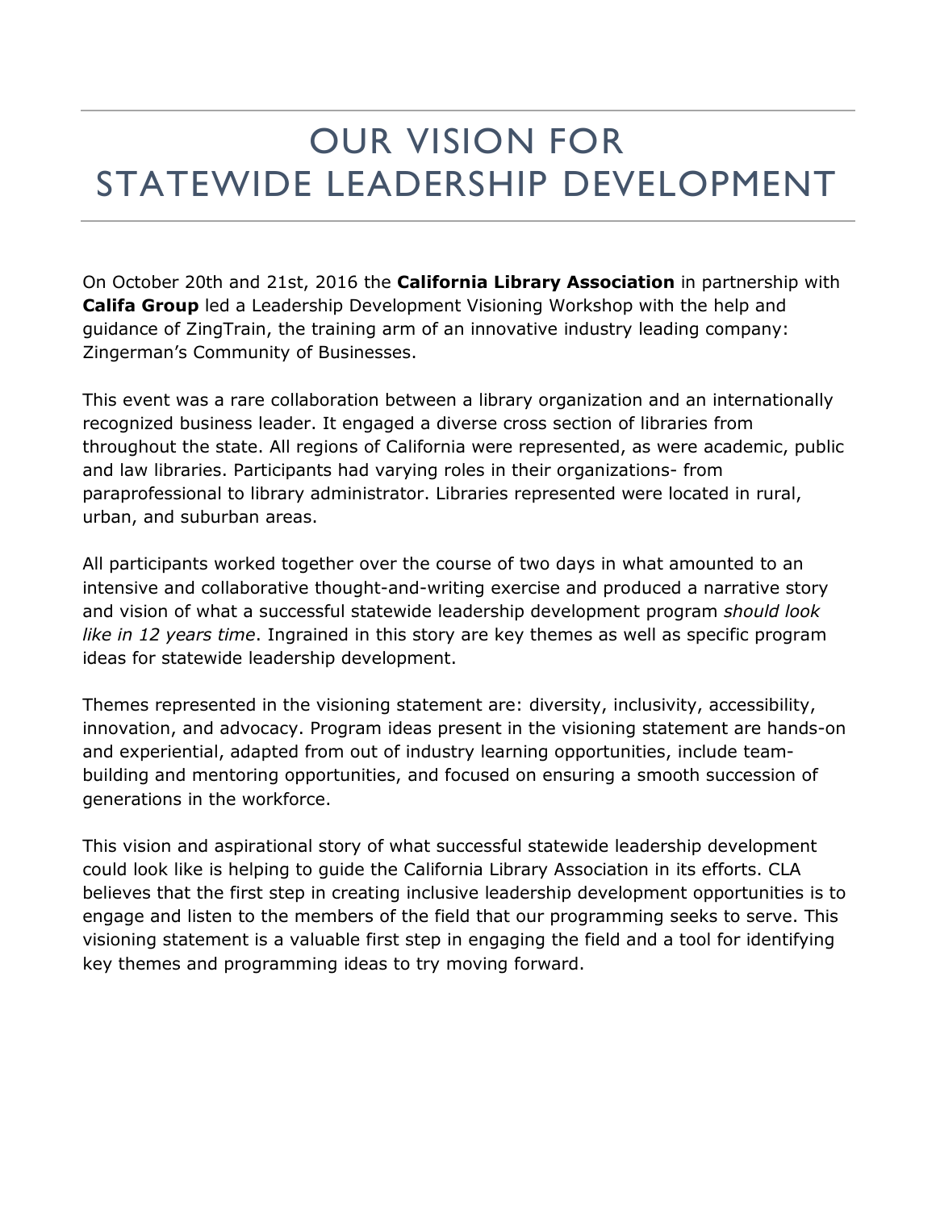# OUR VISION FOR STATEWIDE LEADERSHIP DEVELOPMENT

On October 20th and 21st, 2016 the **California Library Association** in partnership with **Califa Group** led a Leadership Development Visioning Workshop with the help and guidance of ZingTrain, the training arm of an innovative industry leading company: Zingerman's Community of Businesses.

This event was a rare collaboration between a library organization and an internationally recognized business leader. It engaged a diverse cross section of libraries from throughout the state. All regions of California were represented, as were academic, public and law libraries. Participants had varying roles in their organizations- from paraprofessional to library administrator. Libraries represented were located in rural, urban, and suburban areas.

All participants worked together over the course of two days in what amounted to an intensive and collaborative thought-and-writing exercise and produced a narrative story and vision of what a successful statewide leadership development program *should look like in 12 years time*. Ingrained in this story are key themes as well as specific program ideas for statewide leadership development.

Themes represented in the visioning statement are: diversity, inclusivity, accessibility, innovation, and advocacy. Program ideas present in the visioning statement are hands-on and experiential, adapted from out of industry learning opportunities, include team-building and mentoring opportunities, and focused on ensuring a smooth succession of generations in the workforce.

This vision and aspirational story of what successful statewide leadership development could look like is helping to guide the California Library Association in its efforts. CLA believes that the first step in creating inclusive leadership development opportunities is to engage and listen to the members of the field that our programming seeks to serve. This visioning statement is a valuable first step in engaging the field and a tool for identifying key themes and programming ideas to try moving forward.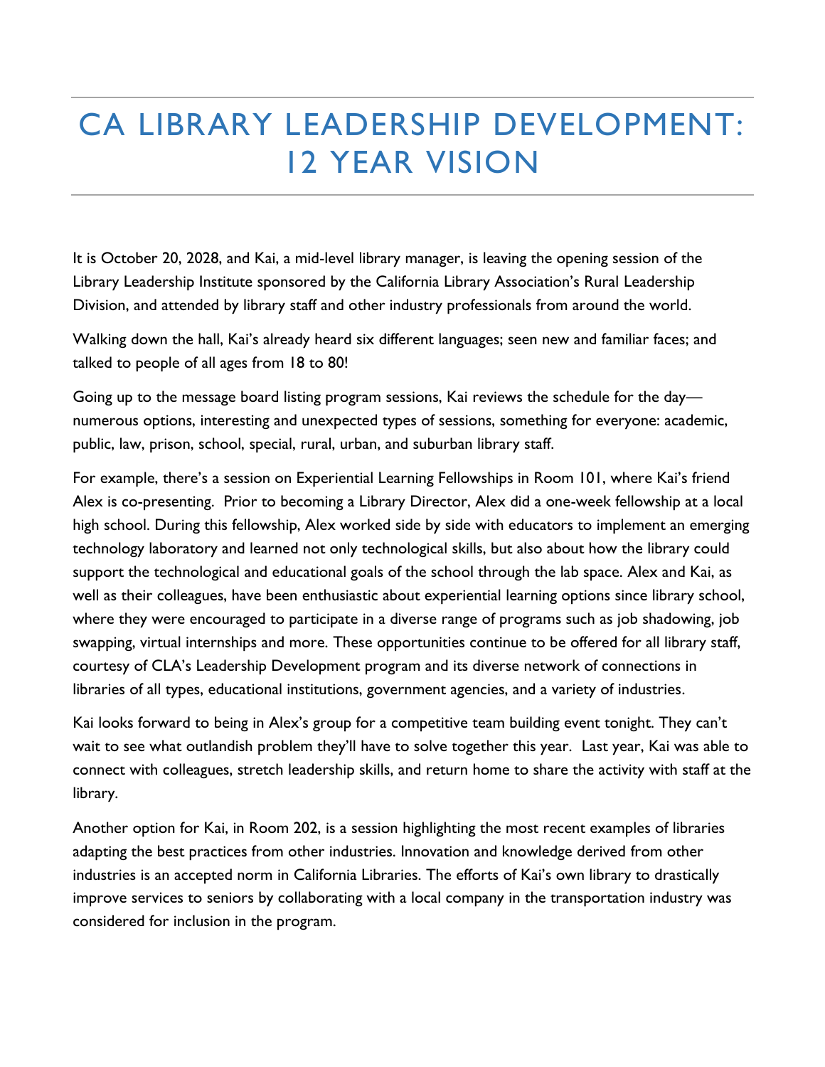# CA LIBRARY LEADERSHIP DEVELOPMENT: 12 YEAR VISION

It is October 20, 2028, and Kai, a mid-level library manager, is leaving the opening session of the Library Leadership Institute sponsored by the California Library Association's Rural Leadership Division, and attended by library staff and other industry professionals from around the world.

Walking down the hall, Kai's already heard six different languages; seen new and familiar faces; and talked to people of all ages from 18 to 80!

Going up to the message board listing program sessions, Kai reviews the schedule for the day—numerous options, interesting and unexpected types of sessions, something for everyone: academic, public, law, prison, school, special, rural, urban, and suburban library staff.

For example, there's a session on Experiential Learning Fellowships in Room 101, where Kai's friend Alex is co-presenting. Prior to becoming a Library Director, Alex did a one-week fellowship at a local high school. During this fellowship, Alex worked side by side with educators to implement an emerging technology laboratory and learned not only technological skills, but also about how the library could support the technological and educational goals of the school through the lab space. Alex and Kai, as well as their colleagues, have been enthusiastic about experiential learning options since library school, where they were encouraged to participate in a diverse range of programs such as job shadowing, job swapping, virtual internships and more. These opportunities continue to be offered for all library staff, courtesy of CLA's Leadership Development program and its diverse network of connections in libraries of all types, educational institutions, government agencies, and a variety of industries.

Kai looks forward to being in Alex's group for a competitive team building event tonight. They can't wait to see what outlandish problem they'll have to solve together this year. Last year, Kai was able to connect with colleagues, stretch leadership skills, and return home to share the activity with staff at the library.

Another option for Kai, in Room 202, is a session highlighting the most recent examples of libraries adapting the best practices from other industries. Innovation and knowledge derived from other industries is an accepted norm in California Libraries. The efforts of Kai's own library to drastically improve services to seniors by collaborating with a local company in the transportation industry was considered for inclusion in the program.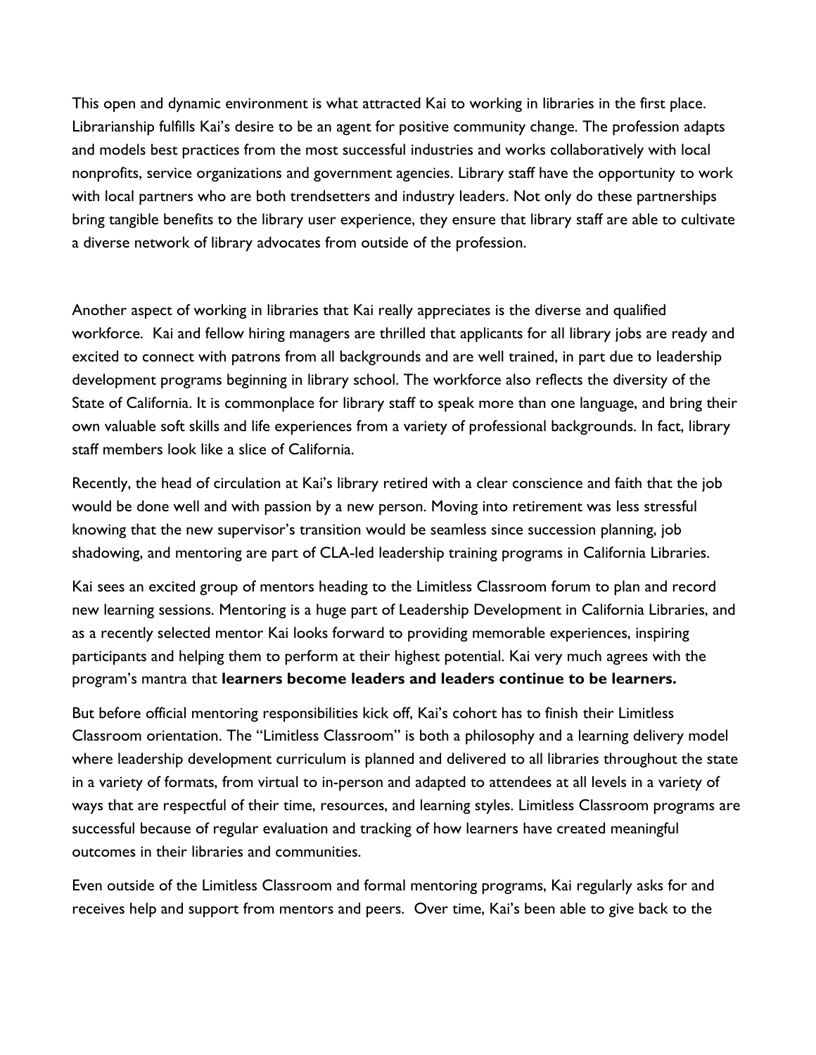This open and dynamic environment is what attracted Kai to working in libraries in the first place. Librarianship fulfills Kai's desire to be an agent for positive community change. The profession adapts and models best practices from the most successful industries and works collaboratively with local nonprofits, service organizations and government agencies. Library staff have the opportunity to work with local partners who are both trendsetters and industry leaders. Not only do these partnerships bring tangible benefits to the library user experience, they ensure that library staff are able to cultivate a diverse network of library advocates from outside of the profession.

Another aspect of working in libraries that Kai really appreciates is the diverse and qualified workforce. Kai and fellow hiring managers are thrilled that applicants for all library jobs are ready and excited to connect with patrons from all backgrounds and are well trained, in part due to leadership development programs beginning in library school. The workforce also reflects the diversity of the State of California. It is commonplace for library staff to speak more than one language, and bring their own valuable soft skills and life experiences from a variety of professional backgrounds. In fact, library staff members look like a slice of California.

Recently, the head of circulation at Kai's library retired with a clear conscience and faith that the job would be done well and with passion by a new person. Moving into retirement was less stressful knowing that the new supervisor's transition would be seamless since succession planning, job shadowing, and mentoring are part of CLA-led leadership training programs in California Libraries.

Kai sees an excited group of mentors heading to the Limitless Classroom forum to plan and record new learning sessions. Mentoring is a huge part of Leadership Development in California Libraries, and as a recently selected mentor Kai looks forward to providing memorable experiences, inspiring participants and helping them to perform at their highest potential. Kai very much agrees with the program's mantra that **learners become leaders and leaders continue to be learners.**

But before official mentoring responsibilities kick off, Kai's cohort has to finish their Limitless Classroom orientation. The "Limitless Classroom" is both a philosophy and a learning delivery model where leadership development curriculum is planned and delivered to all libraries throughout the state in a variety of formats, from virtual to in-person and adapted to attendees at all levels in a variety of ways that are respectful of their time, resources, and learning styles. Limitless Classroom programs are successful because of regular evaluation and tracking of how learners have created meaningful outcomes in their libraries and communities.

Even outside of the Limitless Classroom and formal mentoring programs, Kai regularly asks for and receives help and support from mentors and peers. Over time, Kai's been able to give back to the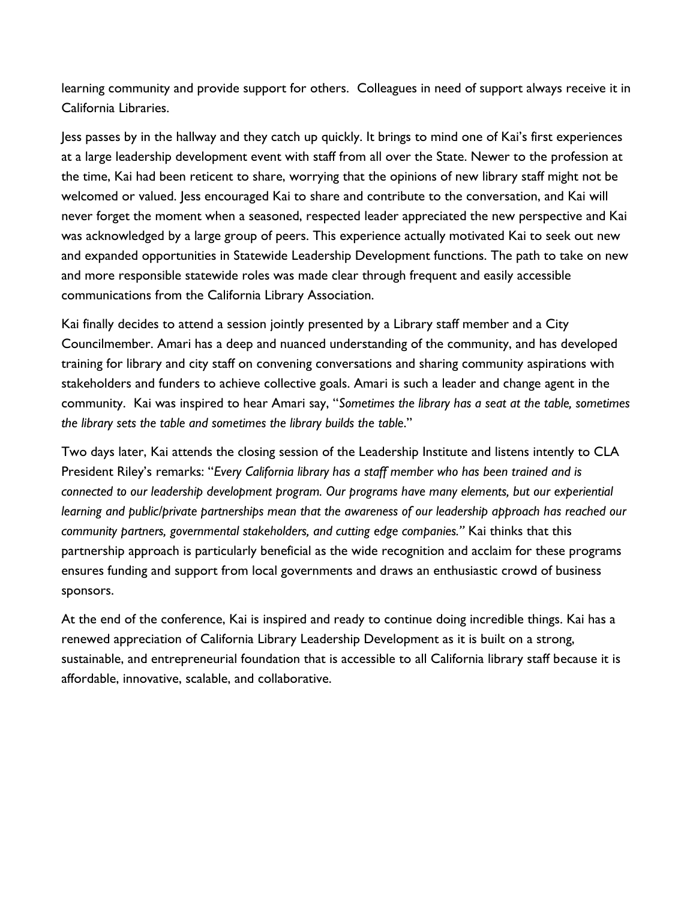learning community and provide support for others. Colleagues in need of support always receive it in California Libraries.

Jess passes by in the hallway and they catch up quickly. It brings to mind one of Kai's first experiences at a large leadership development event with staff from all over the State. Newer to the profession at the time, Kai had been reticent to share, worrying that the opinions of new library staff might not be welcomed or valued. Jess encouraged Kai to share and contribute to the conversation, and Kai will never forget the moment when a seasoned, respected leader appreciated the new perspective and Kai was acknowledged by a large group of peers. This experience actually motivated Kai to seek out new and expanded opportunities in Statewide Leadership Development functions. The path to take on new and more responsible statewide roles was made clear through frequent and easily accessible communications from the California Library Association.

Kai finally decides to attend a session jointly presented by a Library staff member and a City Councilmember. Amari has a deep and nuanced understanding of the community, and has developed training for library and city staff on convening conversations and sharing community aspirations with stakeholders and funders to achieve collective goals. Amari is such a leader and change agent in the community. Kai was inspired to hear Amari say, "*Sometimes the library has a seat at the table, sometimes the library sets the table and sometimes the library builds the table*."

Two days later, Kai attends the closing session of the Leadership Institute and listens intently to CLA President Riley's remarks: "*Every California library has a staff member who has been trained and is connected to our leadership development program. Our programs have many elements, but our experiential learning and public/private partnerships mean that the awareness of our leadership approach has reached our community partners, governmental stakeholders, and cutting edge companies.*" Kai thinks that this partnership approach is particularly beneficial as the wide recognition and acclaim for these programs ensures funding and support from local governments and draws an enthusiastic crowd of business sponsors.

At the end of the conference, Kai is inspired and ready to continue doing incredible things. Kai has a renewed appreciation of California Library Leadership Development as it is built on a strong, sustainable, and entrepreneurial foundation that is accessible to all California library staff because it is affordable, innovative, scalable, and collaborative.